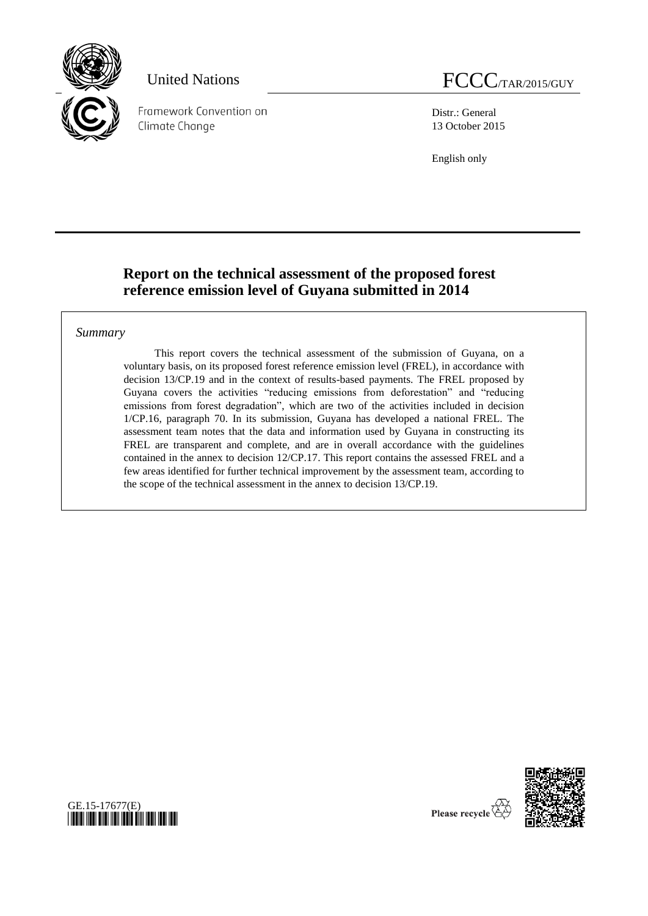United Nations

FCCC/TAR/2015/GUY

Framework Convention on Climate Change

Distr.: General
13 October 2015

English only

# Report on the technical assessment of the proposed forest reference emission level of Guyana submitted in 2014

*Summary*

This report covers the technical assessment of the submission of Guyana, on a voluntary basis, on its proposed forest reference emission level (FREL), in accordance with decision 13/CP.19 and in the context of results-based payments. The FREL proposed by Guyana covers the activities "reducing emissions from deforestation" and "reducing emissions from forest degradation", which are two of the activities included in decision 1/CP.16, paragraph 70. In its submission, Guyana has developed a national FREL. The assessment team notes that the data and information used by Guyana in constructing its FREL are transparent and complete, and are in overall accordance with the guidelines contained in the annex to decision 12/CP.17. This report contains the assessed FREL and a few areas identified for further technical improvement by the assessment team, according to the scope of the technical assessment in the annex to decision 13/CP.19.

GE.15-17677(E)

Please recycle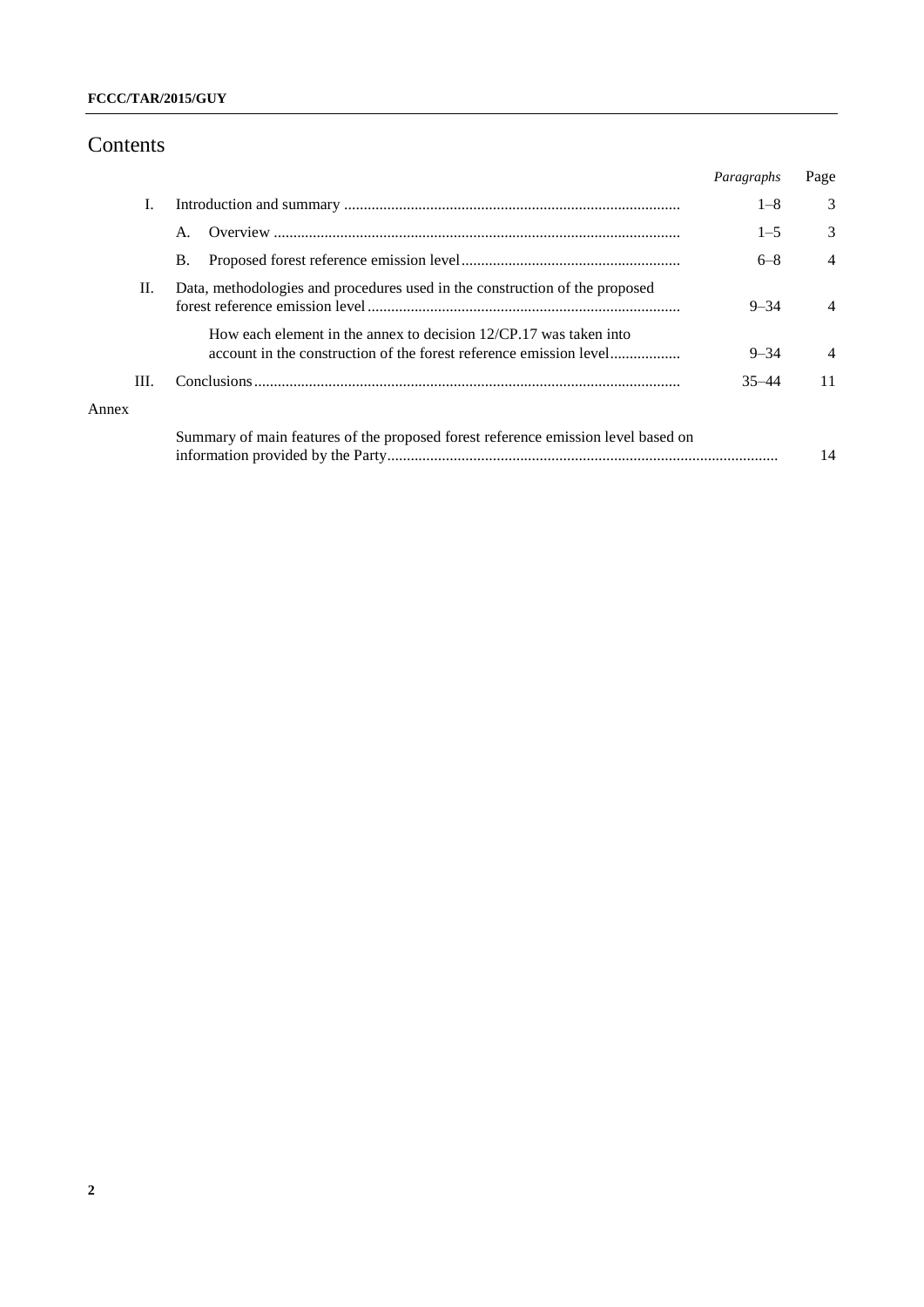# Contents

| | | Paragraphs | Page |
|---|---|---|---|
| I. | Introduction and summary | 1–8 | 3 |
| | A. Overview | 1–5 | 3 |
| | B. Proposed forest reference emission level | 6–8 | 4 |
| II. | Data, methodologies and procedures used in the construction of the proposed forest reference emission level | 9–34 | 4 |
| | How each element in the annex to decision 12/CP.17 was taken into account in the construction of the forest reference emission level | 9–34 | 4 |
| III. | Conclusions | 35–44 | 11 |
| Annex | | | |
| | Summary of main features of the proposed forest reference emission level based on information provided by the Party | | 14 |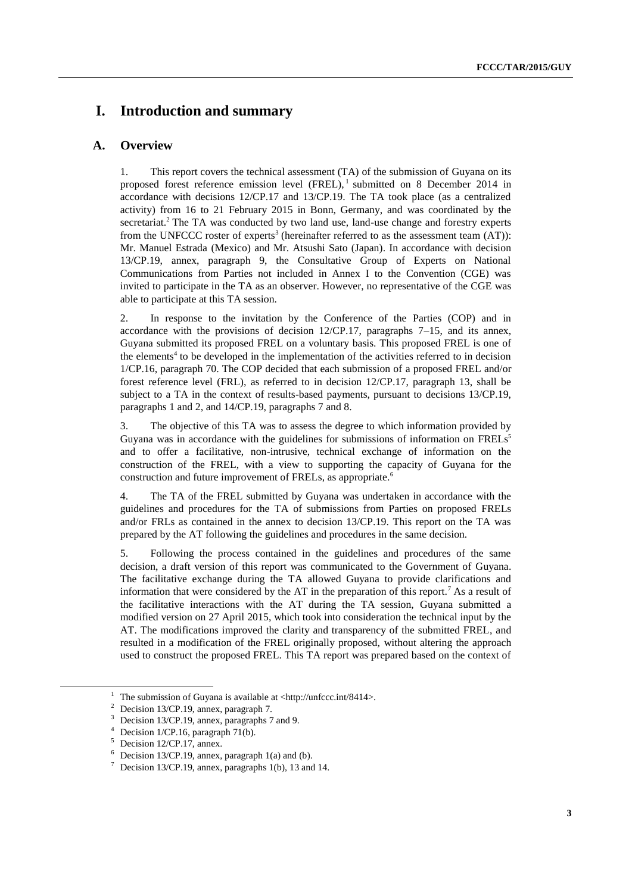# I. Introduction and summary

## A. Overview

1. This report covers the technical assessment (TA) of the submission of Guyana on its proposed forest reference emission level (FREL),[1] submitted on 8 December 2014 in accordance with decisions 12/CP.17 and 13/CP.19. The TA took place (as a centralized activity) from 16 to 21 February 2015 in Bonn, Germany, and was coordinated by the secretariat.[2] The TA was conducted by two land use, land-use change and forestry experts from the UNFCCC roster of experts[3] (hereinafter referred to as the assessment team (AT)): Mr. Manuel Estrada (Mexico) and Mr. Atsushi Sato (Japan). In accordance with decision 13/CP.19, annex, paragraph 9, the Consultative Group of Experts on National Communications from Parties not included in Annex I to the Convention (CGE) was invited to participate in the TA as an observer. However, no representative of the CGE was able to participate at this TA session.

2. In response to the invitation by the Conference of the Parties (COP) and in accordance with the provisions of decision 12/CP.17, paragraphs 7–15, and its annex, Guyana submitted its proposed FREL on a voluntary basis. This proposed FREL is one of the elements[4] to be developed in the implementation of the activities referred to in decision 1/CP.16, paragraph 70. The COP decided that each submission of a proposed FREL and/or forest reference level (FRL), as referred to in decision 12/CP.17, paragraph 13, shall be subject to a TA in the context of results-based payments, pursuant to decisions 13/CP.19, paragraphs 1 and 2, and 14/CP.19, paragraphs 7 and 8.

3. The objective of this TA was to assess the degree to which information provided by Guyana was in accordance with the guidelines for submissions of information on FRELs[5] and to offer a facilitative, non-intrusive, technical exchange of information on the construction of the FREL, with a view to supporting the capacity of Guyana for the construction and future improvement of FRELs, as appropriate.[6]

4. The TA of the FREL submitted by Guyana was undertaken in accordance with the guidelines and procedures for the TA of submissions from Parties on proposed FRELs and/or FRLs as contained in the annex to decision 13/CP.19. This report on the TA was prepared by the AT following the guidelines and procedures in the same decision.

5. Following the process contained in the guidelines and procedures of the same decision, a draft version of this report was communicated to the Government of Guyana. The facilitative exchange during the TA allowed Guyana to provide clarifications and information that were considered by the AT in the preparation of this report.[7] As a result of the facilitative interactions with the AT during the TA session, Guyana submitted a modified version on 27 April 2015, which took into consideration the technical input by the AT. The modifications improved the clarity and transparency of the submitted FREL, and resulted in a modification of the FREL originally proposed, without altering the approach used to construct the proposed FREL. This TA report was prepared based on the context of

---

[1] The submission of Guyana is available at <http://unfccc.int/8414>.

[2] Decision 13/CP.19, annex, paragraph 7.

[3] Decision 13/CP.19, annex, paragraphs 7 and 9.

[4] Decision 1/CP.16, paragraph 71(b).

[5] Decision 12/CP.17, annex.

[6] Decision 13/CP.19, annex, paragraph 1(a) and (b).

[7] Decision 13/CP.19, annex, paragraphs 1(b), 13 and 14.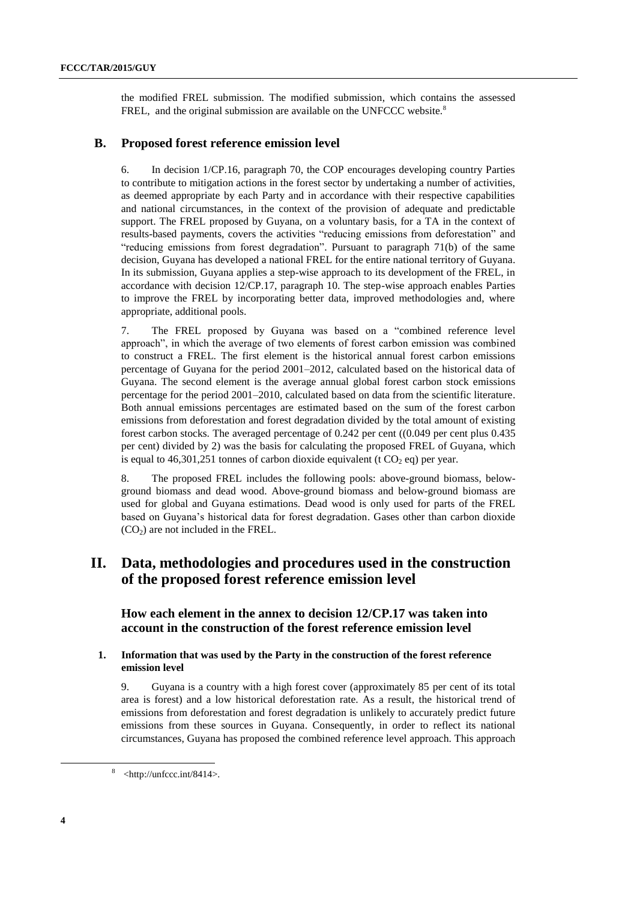the modified FREL submission. The modified submission, which contains the assessed FREL, and the original submission are available on the UNFCCC website.[8]

## B. Proposed forest reference emission level

6. In decision 1/CP.16, paragraph 70, the COP encourages developing country Parties to contribute to mitigation actions in the forest sector by undertaking a number of activities, as deemed appropriate by each Party and in accordance with their respective capabilities and national circumstances, in the context of the provision of adequate and predictable support. The FREL proposed by Guyana, on a voluntary basis, for a TA in the context of results-based payments, covers the activities "reducing emissions from deforestation" and "reducing emissions from forest degradation". Pursuant to paragraph 71(b) of the same decision, Guyana has developed a national FREL for the entire national territory of Guyana. In its submission, Guyana applies a step-wise approach to its development of the FREL, in accordance with decision 12/CP.17, paragraph 10. The step-wise approach enables Parties to improve the FREL by incorporating better data, improved methodologies and, where appropriate, additional pools.

7. The FREL proposed by Guyana was based on a "combined reference level approach", in which the average of two elements of forest carbon emission was combined to construct a FREL. The first element is the historical annual forest carbon emissions percentage of Guyana for the period 2001–2012, calculated based on the historical data of Guyana. The second element is the average annual global forest carbon stock emissions percentage for the period 2001–2010, calculated based on data from the scientific literature. Both annual emissions percentages are estimated based on the sum of the forest carbon emissions from deforestation and forest degradation divided by the total amount of existing forest carbon stocks. The averaged percentage of 0.242 per cent ((0.049 per cent plus 0.435 per cent) divided by 2) was the basis for calculating the proposed FREL of Guyana, which is equal to 46,301,251 tonnes of carbon dioxide equivalent (t $CO_2$ eq) per year.

8. The proposed FREL includes the following pools: above-ground biomass, below-ground biomass and dead wood. Above-ground biomass and below-ground biomass are used for global and Guyana estimations. Dead wood is only used for parts of the FREL based on Guyana's historical data for forest degradation. Gases other than carbon dioxide ($CO_2$) are not included in the FREL.

# II. Data, methodologies and procedures used in the construction of the proposed forest reference emission level

## How each element in the annex to decision 12/CP.17 was taken into account in the construction of the forest reference emission level

### 1. Information that was used by the Party in the construction of the forest reference emission level

9. Guyana is a country with a high forest cover (approximately 85 per cent of its total area is forest) and a low historical deforestation rate. As a result, the historical trend of emissions from deforestation and forest degradation is unlikely to accurately predict future emissions from these sources in Guyana. Consequently, in order to reflect its national circumstances, Guyana has proposed the combined reference level approach. This approach

---

[8] <http://unfccc.int/8414>.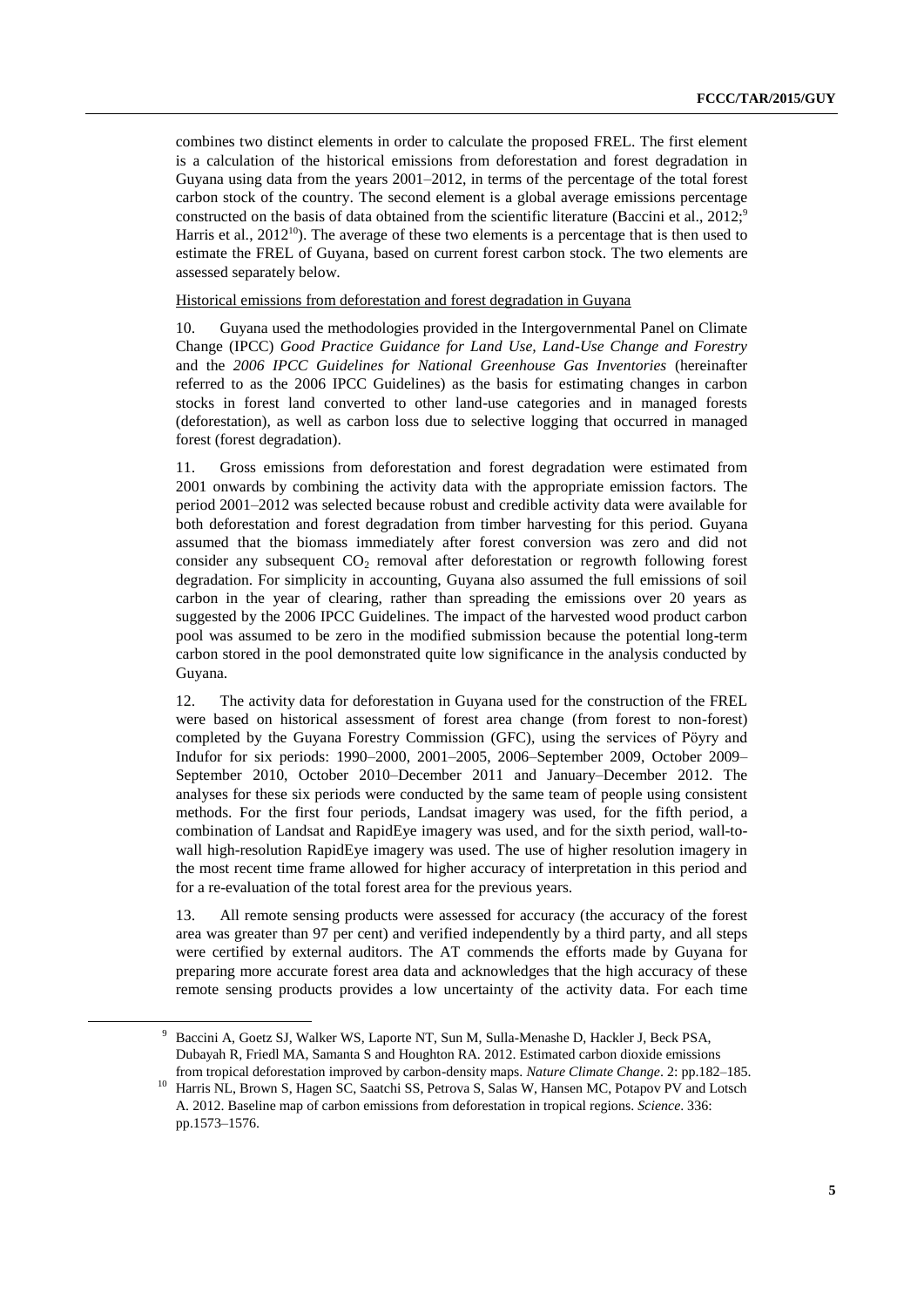combines two distinct elements in order to calculate the proposed FREL. The first element is a calculation of the historical emissions from deforestation and forest degradation in Guyana using data from the years 2001–2012, in terms of the percentage of the total forest carbon stock of the country. The second element is a global average emissions percentage constructed on the basis of data obtained from the scientific literature (Baccini et al., 2012;[9] Harris et al., 2012[10]). The average of these two elements is a percentage that is then used to estimate the FREL of Guyana, based on current forest carbon stock. The two elements are assessed separately below.

Historical emissions from deforestation and forest degradation in Guyana

10. Guyana used the methodologies provided in the Intergovernmental Panel on Climate Change (IPCC) *Good Practice Guidance for Land Use, Land-Use Change and Forestry* and the *2006 IPCC Guidelines for National Greenhouse Gas Inventories* (hereinafter referred to as the 2006 IPCC Guidelines) as the basis for estimating changes in carbon stocks in forest land converted to other land-use categories and in managed forests (deforestation), as well as carbon loss due to selective logging that occurred in managed forest (forest degradation).

11. Gross emissions from deforestation and forest degradation were estimated from 2001 onwards by combining the activity data with the appropriate emission factors. The period 2001–2012 was selected because robust and credible activity data were available for both deforestation and forest degradation from timber harvesting for this period. Guyana assumed that the biomass immediately after forest conversion was zero and did not consider any subsequent $CO_2$ removal after deforestation or regrowth following forest degradation. For simplicity in accounting, Guyana also assumed the full emissions of soil carbon in the year of clearing, rather than spreading the emissions over 20 years as suggested by the 2006 IPCC Guidelines. The impact of the harvested wood product carbon pool was assumed to be zero in the modified submission because the potential long-term carbon stored in the pool demonstrated quite low significance in the analysis conducted by Guyana.

12. The activity data for deforestation in Guyana used for the construction of the FREL were based on historical assessment of forest area change (from forest to non-forest) completed by the Guyana Forestry Commission (GFC), using the services of Pöyry and Indufor for six periods: 1990–2000, 2001–2005, 2006–September 2009, October 2009–September 2010, October 2010–December 2011 and January–December 2012. The analyses for these six periods were conducted by the same team of people using consistent methods. For the first four periods, Landsat imagery was used, for the fifth period, a combination of Landsat and RapidEye imagery was used, and for the sixth period, wall-to-wall high-resolution RapidEye imagery was used. The use of higher resolution imagery in the most recent time frame allowed for higher accuracy of interpretation in this period and for a re-evaluation of the total forest area for the previous years.

13. All remote sensing products were assessed for accuracy (the accuracy of the forest area was greater than 97 per cent) and verified independently by a third party, and all steps were certified by external auditors. The AT commends the efforts made by Guyana for preparing more accurate forest area data and acknowledges that the high accuracy of these remote sensing products provides a low uncertainty of the activity data. For each time

[9] Baccini A, Goetz SJ, Walker WS, Laporte NT, Sun M, Sulla-Menashe D, Hackler J, Beck PSA, Dubayah R, Friedl MA, Samanta S and Houghton RA. 2012. Estimated carbon dioxide emissions from tropical deforestation improved by carbon-density maps. *Nature Climate Change*. 2: pp.182–185.

[10] Harris NL, Brown S, Hagen SC, Saatchi SS, Petrova S, Salas W, Hansen MC, Potapov PV and Lotsch A. 2012. Baseline map of carbon emissions from deforestation in tropical regions. *Science*. 336: pp.1573–1576.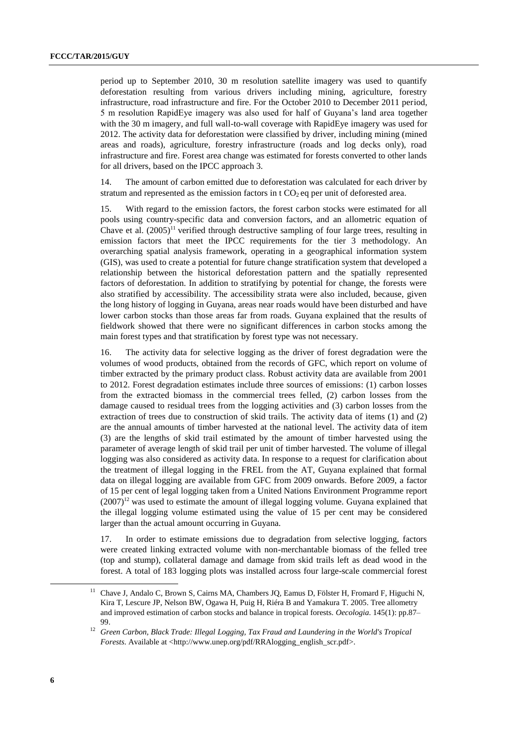period up to September 2010, 30 m resolution satellite imagery was used to quantify deforestation resulting from various drivers including mining, agriculture, forestry infrastructure, road infrastructure and fire. For the October 2010 to December 2011 period, 5 m resolution RapidEye imagery was also used for half of Guyana's land area together with the 30 m imagery, and full wall-to-wall coverage with RapidEye imagery was used for 2012. The activity data for deforestation were classified by driver, including mining (mined areas and roads), agriculture, forestry infrastructure (roads and log decks only), road infrastructure and fire. Forest area change was estimated for forests converted to other lands for all drivers, based on the IPCC approach 3.

14. The amount of carbon emitted due to deforestation was calculated for each driver by stratum and represented as the emission factors in t $CO_2$ eq per unit of deforested area.

15. With regard to the emission factors, the forest carbon stocks were estimated for all pools using country-specific data and conversion factors, and an allometric equation of Chave et al. (2005)[11] verified through destructive sampling of four large trees, resulting in emission factors that meet the IPCC requirements for the tier 3 methodology. An overarching spatial analysis framework, operating in a geographical information system (GIS), was used to create a potential for future change stratification system that developed a relationship between the historical deforestation pattern and the spatially represented factors of deforestation. In addition to stratifying by potential for change, the forests were also stratified by accessibility. The accessibility strata were also included, because, given the long history of logging in Guyana, areas near roads would have been disturbed and have lower carbon stocks than those areas far from roads. Guyana explained that the results of fieldwork showed that there were no significant differences in carbon stocks among the main forest types and that stratification by forest type was not necessary.

16. The activity data for selective logging as the driver of forest degradation were the volumes of wood products, obtained from the records of GFC, which report on volume of timber extracted by the primary product class. Robust activity data are available from 2001 to 2012. Forest degradation estimates include three sources of emissions: (1) carbon losses from the extracted biomass in the commercial trees felled, (2) carbon losses from the damage caused to residual trees from the logging activities and (3) carbon losses from the extraction of trees due to construction of skid trails. The activity data of items (1) and (2) are the annual amounts of timber harvested at the national level. The activity data of item (3) are the lengths of skid trail estimated by the amount of timber harvested using the parameter of average length of skid trail per unit of timber harvested. The volume of illegal logging was also considered as activity data. In response to a request for clarification about the treatment of illegal logging in the FREL from the AT, Guyana explained that formal data on illegal logging are available from GFC from 2009 onwards. Before 2009, a factor of 15 per cent of legal logging taken from a United Nations Environment Programme report (2007)[12] was used to estimate the amount of illegal logging volume. Guyana explained that the illegal logging volume estimated using the value of 15 per cent may be considered larger than the actual amount occurring in Guyana.

17. In order to estimate emissions due to degradation from selective logging, factors were created linking extracted volume with non-merchantable biomass of the felled tree (top and stump), collateral damage and damage from skid trails left as dead wood in the forest. A total of 183 logging plots was installed across four large-scale commercial forest

[11] Chave J, Andalo C, Brown S, Cairns MA, Chambers JQ, Eamus D, Fölster H, Fromard F, Higuchi N, Kira T, Lescure JP, Nelson BW, Ogawa H, Puig H, Riéra B and Yamakura T. 2005. Tree allometry and improved estimation of carbon stocks and balance in tropical forests. *Oecologia.* 145(1): pp.87–99.

[12] *Green Carbon, Black Trade: Illegal Logging, Tax Fraud and Laundering in the World's Tropical Forests.* Available at <http://www.unep.org/pdf/RRAlogging_english_scr.pdf>.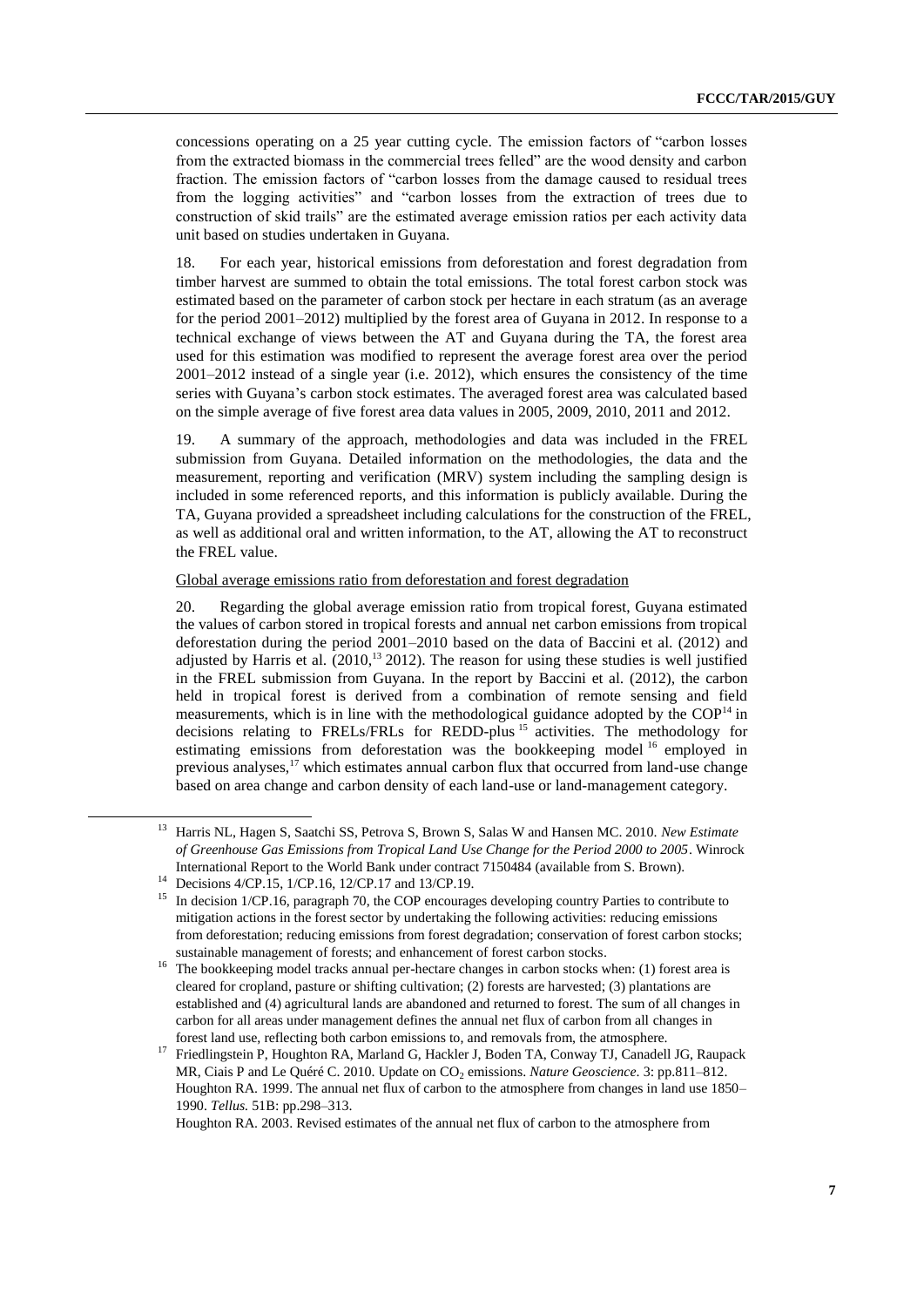concessions operating on a 25 year cutting cycle. The emission factors of "carbon losses from the extracted biomass in the commercial trees felled" are the wood density and carbon fraction. The emission factors of "carbon losses from the damage caused to residual trees from the logging activities" and "carbon losses from the extraction of trees due to construction of skid trails" are the estimated average emission ratios per each activity data unit based on studies undertaken in Guyana.

18. For each year, historical emissions from deforestation and forest degradation from timber harvest are summed to obtain the total emissions. The total forest carbon stock was estimated based on the parameter of carbon stock per hectare in each stratum (as an average for the period 2001–2012) multiplied by the forest area of Guyana in 2012. In response to a technical exchange of views between the AT and Guyana during the TA, the forest area used for this estimation was modified to represent the average forest area over the period 2001–2012 instead of a single year (i.e. 2012), which ensures the consistency of the time series with Guyana's carbon stock estimates. The averaged forest area was calculated based on the simple average of five forest area data values in 2005, 2009, 2010, 2011 and 2012.

19. A summary of the approach, methodologies and data was included in the FREL submission from Guyana. Detailed information on the methodologies, the data and the measurement, reporting and verification (MRV) system including the sampling design is included in some referenced reports, and this information is publicly available. During the TA, Guyana provided a spreadsheet including calculations for the construction of the FREL, as well as additional oral and written information, to the AT, allowing the AT to reconstruct the FREL value.

Global average emissions ratio from deforestation and forest degradation

20. Regarding the global average emission ratio from tropical forest, Guyana estimated the values of carbon stored in tropical forests and annual net carbon emissions from tropical deforestation during the period 2001–2010 based on the data of Baccini et al. (2012) and adjusted by Harris et al. (2010,[13] 2012). The reason for using these studies is well justified in the FREL submission from Guyana. In the report by Baccini et al. (2012), the carbon held in tropical forest is derived from a combination of remote sensing and field measurements, which is in line with the methodological guidance adopted by the COP[14] in decisions relating to FRELs/FRLs for REDD-plus[15] activities. The methodology for estimating emissions from deforestation was the bookkeeping model[16] employed in previous analyses,[17] which estimates annual carbon flux that occurred from land-use change based on area change and carbon density of each land-use or land-management category.

---

[13] Harris NL, Hagen S, Saatchi SS, Petrova S, Brown S, Salas W and Hansen MC. 2010. *New Estimate of Greenhouse Gas Emissions from Tropical Land Use Change for the Period 2000 to 2005*. Winrock International Report to the World Bank under contract 7150484 (available from S. Brown).

[14] Decisions 4/CP.15, 1/CP.16, 12/CP.17 and 13/CP.19.

[15] In decision 1/CP.16, paragraph 70, the COP encourages developing country Parties to contribute to mitigation actions in the forest sector by undertaking the following activities: reducing emissions from deforestation; reducing emissions from forest degradation; conservation of forest carbon stocks; sustainable management of forests; and enhancement of forest carbon stocks.

[16] The bookkeeping model tracks annual per-hectare changes in carbon stocks when: (1) forest area is cleared for cropland, pasture or shifting cultivation; (2) forests are harvested; (3) plantations are established and (4) agricultural lands are abandoned and returned to forest. The sum of all changes in carbon for all areas under management defines the annual net flux of carbon from all changes in forest land use, reflecting both carbon emissions to, and removals from, the atmosphere.

[17] Friedlingstein P, Houghton RA, Marland G, Hackler J, Boden TA, Conway TJ, Canadell JG, Raupack MR, Ciais P and Le Quéré C. 2010. Update on $CO_2$ emissions. *Nature Geoscience*. 3: pp.811–812.
Houghton RA. 1999. The annual net flux of carbon to the atmosphere from changes in land use 1850–1990. *Tellus.* 51B: pp.298–313.
Houghton RA. 2003. Revised estimates of the annual net flux of carbon to the atmosphere from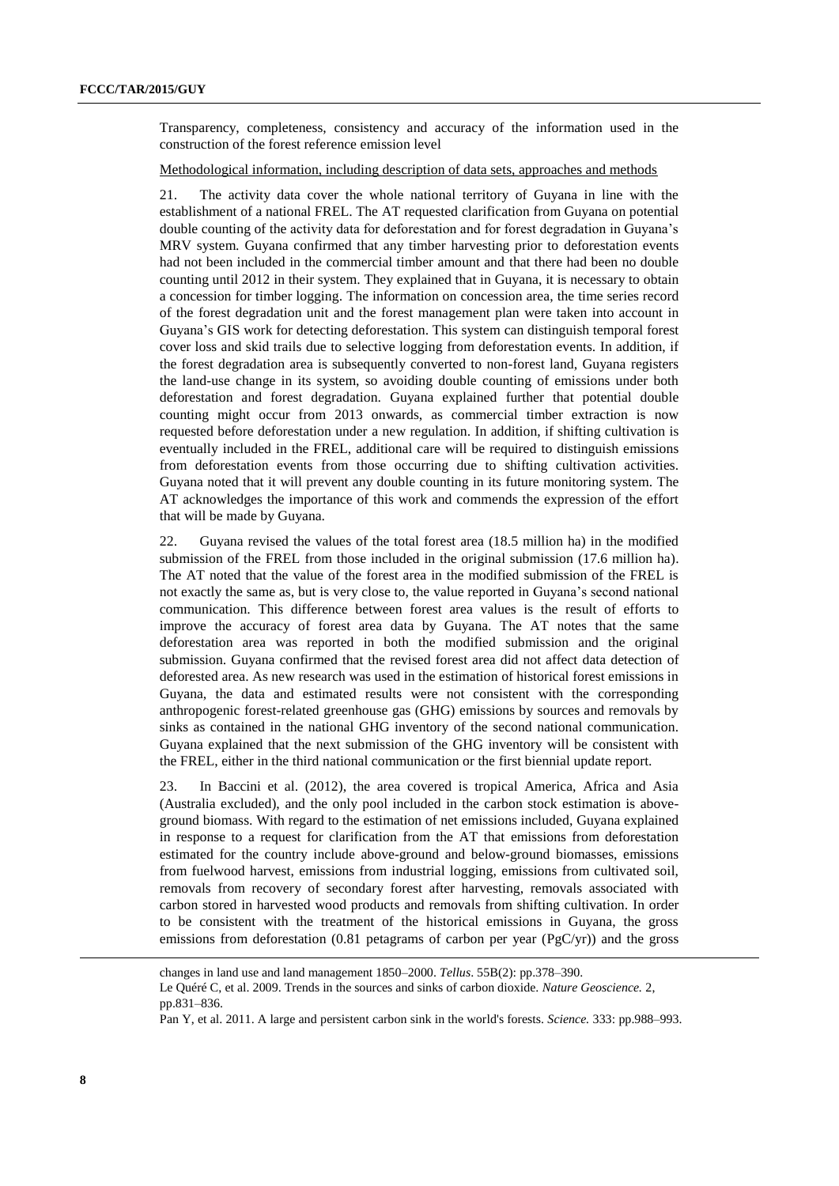Transparency, completeness, consistency and accuracy of the information used in the construction of the forest reference emission level

Methodological information, including description of data sets, approaches and methods

21. The activity data cover the whole national territory of Guyana in line with the establishment of a national FREL. The AT requested clarification from Guyana on potential double counting of the activity data for deforestation and for forest degradation in Guyana's MRV system. Guyana confirmed that any timber harvesting prior to deforestation events had not been included in the commercial timber amount and that there had been no double counting until 2012 in their system. They explained that in Guyana, it is necessary to obtain a concession for timber logging. The information on concession area, the time series record of the forest degradation unit and the forest management plan were taken into account in Guyana's GIS work for detecting deforestation. This system can distinguish temporal forest cover loss and skid trails due to selective logging from deforestation events. In addition, if the forest degradation area is subsequently converted to non-forest land, Guyana registers the land-use change in its system, so avoiding double counting of emissions under both deforestation and forest degradation. Guyana explained further that potential double counting might occur from 2013 onwards, as commercial timber extraction is now requested before deforestation under a new regulation. In addition, if shifting cultivation is eventually included in the FREL, additional care will be required to distinguish emissions from deforestation events from those occurring due to shifting cultivation activities. Guyana noted that it will prevent any double counting in its future monitoring system. The AT acknowledges the importance of this work and commends the expression of the effort that will be made by Guyana.

22. Guyana revised the values of the total forest area (18.5 million ha) in the modified submission of the FREL from those included in the original submission (17.6 million ha). The AT noted that the value of the forest area in the modified submission of the FREL is not exactly the same as, but is very close to, the value reported in Guyana's second national communication. This difference between forest area values is the result of efforts to improve the accuracy of forest area data by Guyana. The AT notes that the same deforestation area was reported in both the modified submission and the original submission. Guyana confirmed that the revised forest area did not affect data detection of deforested area. As new research was used in the estimation of historical forest emissions in Guyana, the data and estimated results were not consistent with the corresponding anthropogenic forest-related greenhouse gas (GHG) emissions by sources and removals by sinks as contained in the national GHG inventory of the second national communication. Guyana explained that the next submission of the GHG inventory will be consistent with the FREL, either in the third national communication or the first biennial update report.

23. In Baccini et al. (2012), the area covered is tropical America, Africa and Asia (Australia excluded), and the only pool included in the carbon stock estimation is above-ground biomass. With regard to the estimation of net emissions included, Guyana explained in response to a request for clarification from the AT that emissions from deforestation estimated for the country include above-ground and below-ground biomasses, emissions from fuelwood harvest, emissions from industrial logging, emissions from cultivated soil, removals from recovery of secondary forest after harvesting, removals associated with carbon stored in harvested wood products and removals from shifting cultivation. In order to be consistent with the treatment of the historical emissions in Guyana, the gross emissions from deforestation (0.81 petagrams of carbon per year (PgC/yr)) and the gross

changes in land use and land management 1850–2000. *Tellus*. 55B(2): pp.378–390.

Le Quéré C, et al. 2009. Trends in the sources and sinks of carbon dioxide. *Nature Geoscience.* 2, pp.831–836.

Pan Y, et al. 2011. A large and persistent carbon sink in the world's forests. *Science.* 333: pp.988–993.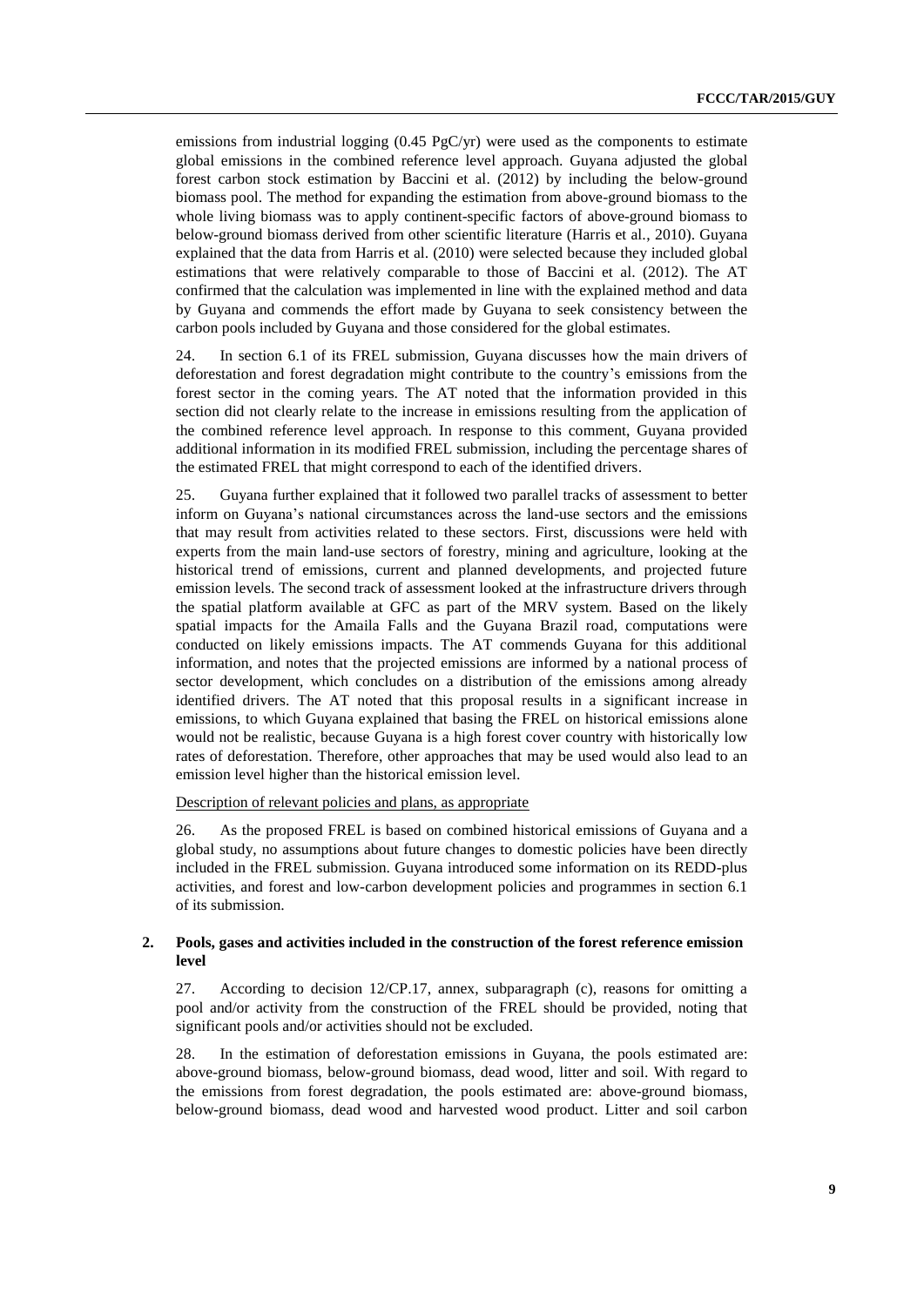emissions from industrial logging (0.45 PgC/yr) were used as the components to estimate global emissions in the combined reference level approach. Guyana adjusted the global forest carbon stock estimation by Baccini et al. (2012) by including the below-ground biomass pool. The method for expanding the estimation from above-ground biomass to the whole living biomass was to apply continent-specific factors of above-ground biomass to below-ground biomass derived from other scientific literature (Harris et al., 2010). Guyana explained that the data from Harris et al. (2010) were selected because they included global estimations that were relatively comparable to those of Baccini et al. (2012). The AT confirmed that the calculation was implemented in line with the explained method and data by Guyana and commends the effort made by Guyana to seek consistency between the carbon pools included by Guyana and those considered for the global estimates.

24. In section 6.1 of its FREL submission, Guyana discusses how the main drivers of deforestation and forest degradation might contribute to the country's emissions from the forest sector in the coming years. The AT noted that the information provided in this section did not clearly relate to the increase in emissions resulting from the application of the combined reference level approach. In response to this comment, Guyana provided additional information in its modified FREL submission, including the percentage shares of the estimated FREL that might correspond to each of the identified drivers.

25. Guyana further explained that it followed two parallel tracks of assessment to better inform on Guyana's national circumstances across the land-use sectors and the emissions that may result from activities related to these sectors. First, discussions were held with experts from the main land-use sectors of forestry, mining and agriculture, looking at the historical trend of emissions, current and planned developments, and projected future emission levels. The second track of assessment looked at the infrastructure drivers through the spatial platform available at GFC as part of the MRV system. Based on the likely spatial impacts for the Amaila Falls and the Guyana Brazil road, computations were conducted on likely emissions impacts. The AT commends Guyana for this additional information, and notes that the projected emissions are informed by a national process of sector development, which concludes on a distribution of the emissions among already identified drivers. The AT noted that this proposal results in a significant increase in emissions, to which Guyana explained that basing the FREL on historical emissions alone would not be realistic, because Guyana is a high forest cover country with historically low rates of deforestation. Therefore, other approaches that may be used would also lead to an emission level higher than the historical emission level.

Description of relevant policies and plans, as appropriate

26. As the proposed FREL is based on combined historical emissions of Guyana and a global study, no assumptions about future changes to domestic policies have been directly included in the FREL submission. Guyana introduced some information on its REDD-plus activities, and forest and low-carbon development policies and programmes in section 6.1 of its submission.

### 2. Pools, gases and activities included in the construction of the forest reference emission level

27. According to decision 12/CP.17, annex, subparagraph (c), reasons for omitting a pool and/or activity from the construction of the FREL should be provided, noting that significant pools and/or activities should not be excluded.

28. In the estimation of deforestation emissions in Guyana, the pools estimated are: above-ground biomass, below-ground biomass, dead wood, litter and soil. With regard to the emissions from forest degradation, the pools estimated are: above-ground biomass, below-ground biomass, dead wood and harvested wood product. Litter and soil carbon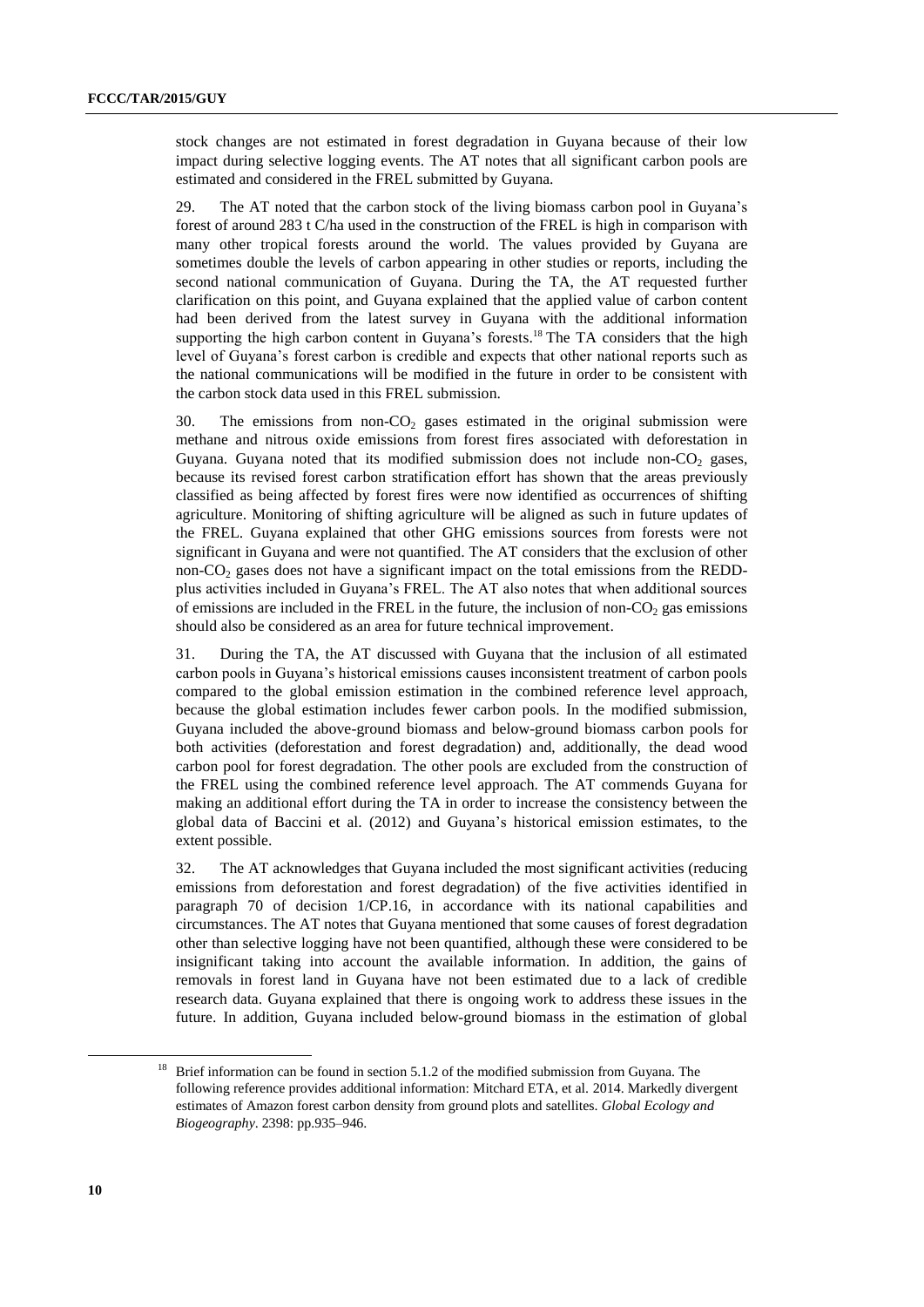stock changes are not estimated in forest degradation in Guyana because of their low impact during selective logging events. The AT notes that all significant carbon pools are estimated and considered in the FREL submitted by Guyana.

29. The AT noted that the carbon stock of the living biomass carbon pool in Guyana's forest of around 283 t C/ha used in the construction of the FREL is high in comparison with many other tropical forests around the world. The values provided by Guyana are sometimes double the levels of carbon appearing in other studies or reports, including the second national communication of Guyana. During the TA, the AT requested further clarification on this point, and Guyana explained that the applied value of carbon content had been derived from the latest survey in Guyana with the additional information supporting the high carbon content in Guyana's forests.[18] The TA considers that the high level of Guyana's forest carbon is credible and expects that other national reports such as the national communications will be modified in the future in order to be consistent with the carbon stock data used in this FREL submission.

30. The emissions from non-$CO_2$ gases estimated in the original submission were methane and nitrous oxide emissions from forest fires associated with deforestation in Guyana. Guyana noted that its modified submission does not include non-$CO_2$ gases, because its revised forest carbon stratification effort has shown that the areas previously classified as being affected by forest fires were now identified as occurrences of shifting agriculture. Monitoring of shifting agriculture will be aligned as such in future updates of the FREL. Guyana explained that other GHG emissions sources from forests were not significant in Guyana and were not quantified. The AT considers that the exclusion of other non-$CO_2$ gases does not have a significant impact on the total emissions from the REDD-plus activities included in Guyana's FREL. The AT also notes that when additional sources of emissions are included in the FREL in the future, the inclusion of non-$CO_2$ gas emissions should also be considered as an area for future technical improvement.

31. During the TA, the AT discussed with Guyana that the inclusion of all estimated carbon pools in Guyana's historical emissions causes inconsistent treatment of carbon pools compared to the global emission estimation in the combined reference level approach, because the global estimation includes fewer carbon pools. In the modified submission, Guyana included the above-ground biomass and below-ground biomass carbon pools for both activities (deforestation and forest degradation) and, additionally, the dead wood carbon pool for forest degradation. The other pools are excluded from the construction of the FREL using the combined reference level approach. The AT commends Guyana for making an additional effort during the TA in order to increase the consistency between the global data of Baccini et al. (2012) and Guyana's historical emission estimates, to the extent possible.

32. The AT acknowledges that Guyana included the most significant activities (reducing emissions from deforestation and forest degradation) of the five activities identified in paragraph 70 of decision 1/CP.16, in accordance with its national capabilities and circumstances. The AT notes that Guyana mentioned that some causes of forest degradation other than selective logging have not been quantified, although these were considered to be insignificant taking into account the available information. In addition, the gains of removals in forest land in Guyana have not been estimated due to a lack of credible research data. Guyana explained that there is ongoing work to address these issues in the future. In addition, Guyana included below-ground biomass in the estimation of global

[18] Brief information can be found in section 5.1.2 of the modified submission from Guyana. The following reference provides additional information: Mitchard ETA, et al. 2014. Markedly divergent estimates of Amazon forest carbon density from ground plots and satellites. *Global Ecology and Biogeography*. 2398: pp.935–946.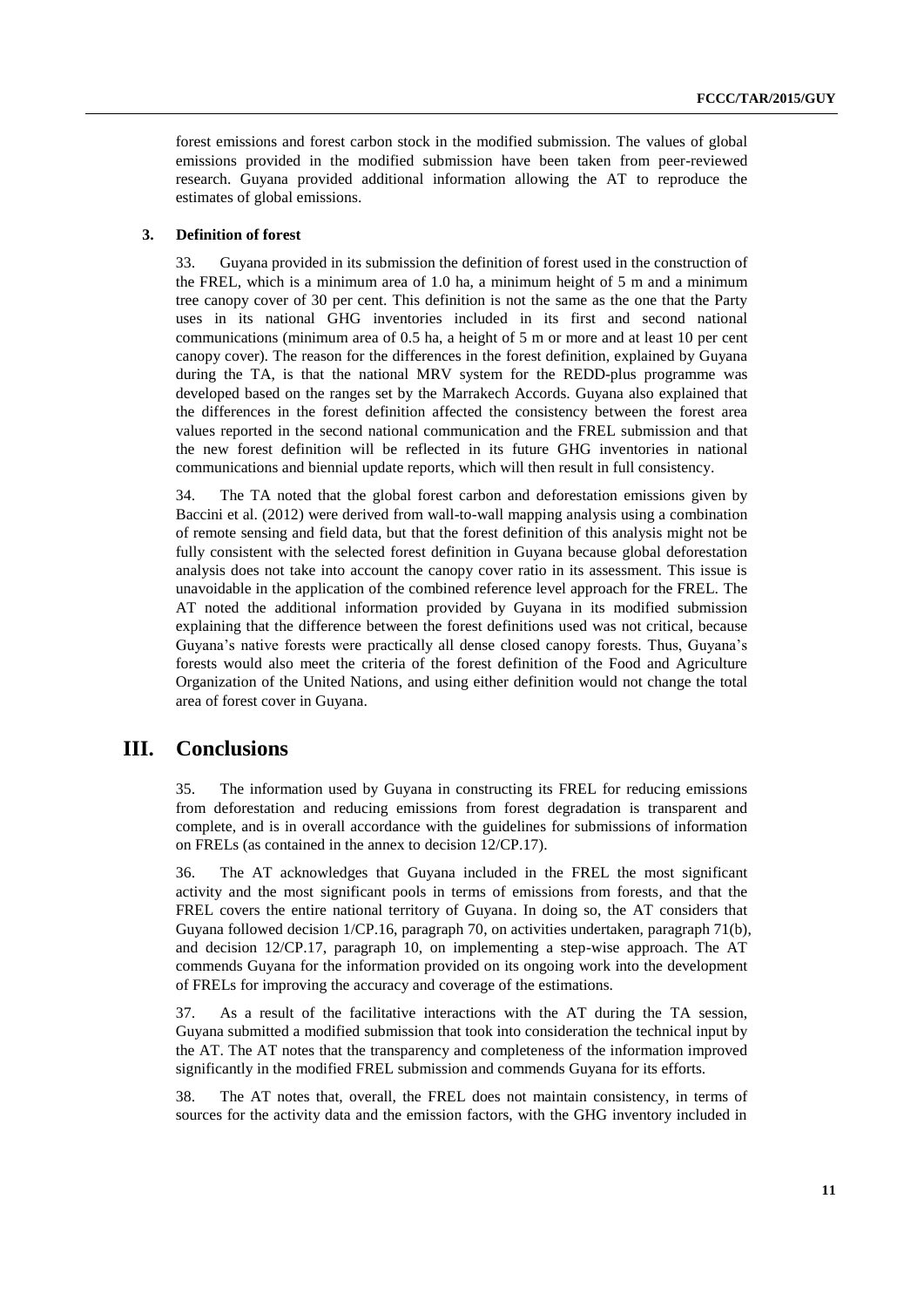forest emissions and forest carbon stock in the modified submission. The values of global emissions provided in the modified submission have been taken from peer-reviewed research. Guyana provided additional information allowing the AT to reproduce the estimates of global emissions.

### 3. Definition of forest

33. Guyana provided in its submission the definition of forest used in the construction of the FREL, which is a minimum area of 1.0 ha, a minimum height of 5 m and a minimum tree canopy cover of 30 per cent. This definition is not the same as the one that the Party uses in its national GHG inventories included in its first and second national communications (minimum area of 0.5 ha, a height of 5 m or more and at least 10 per cent canopy cover). The reason for the differences in the forest definition, explained by Guyana during the TA, is that the national MRV system for the REDD-plus programme was developed based on the ranges set by the Marrakech Accords. Guyana also explained that the differences in the forest definition affected the consistency between the forest area values reported in the second national communication and the FREL submission and that the new forest definition will be reflected in its future GHG inventories in national communications and biennial update reports, which will then result in full consistency.

34. The TA noted that the global forest carbon and deforestation emissions given by Baccini et al. (2012) were derived from wall-to-wall mapping analysis using a combination of remote sensing and field data, but that the forest definition of this analysis might not be fully consistent with the selected forest definition in Guyana because global deforestation analysis does not take into account the canopy cover ratio in its assessment. This issue is unavoidable in the application of the combined reference level approach for the FREL. The AT noted the additional information provided by Guyana in its modified submission explaining that the difference between the forest definitions used was not critical, because Guyana's native forests were practically all dense closed canopy forests. Thus, Guyana's forests would also meet the criteria of the forest definition of the Food and Agriculture Organization of the United Nations, and using either definition would not change the total area of forest cover in Guyana.

# III. Conclusions

35. The information used by Guyana in constructing its FREL for reducing emissions from deforestation and reducing emissions from forest degradation is transparent and complete, and is in overall accordance with the guidelines for submissions of information on FRELs (as contained in the annex to decision 12/CP.17).

36. The AT acknowledges that Guyana included in the FREL the most significant activity and the most significant pools in terms of emissions from forests, and that the FREL covers the entire national territory of Guyana. In doing so, the AT considers that Guyana followed decision 1/CP.16, paragraph 70, on activities undertaken, paragraph 71(b), and decision 12/CP.17, paragraph 10, on implementing a step-wise approach. The AT commends Guyana for the information provided on its ongoing work into the development of FRELs for improving the accuracy and coverage of the estimations.

37. As a result of the facilitative interactions with the AT during the TA session, Guyana submitted a modified submission that took into consideration the technical input by the AT. The AT notes that the transparency and completeness of the information improved significantly in the modified FREL submission and commends Guyana for its efforts.

38. The AT notes that, overall, the FREL does not maintain consistency, in terms of sources for the activity data and the emission factors, with the GHG inventory included in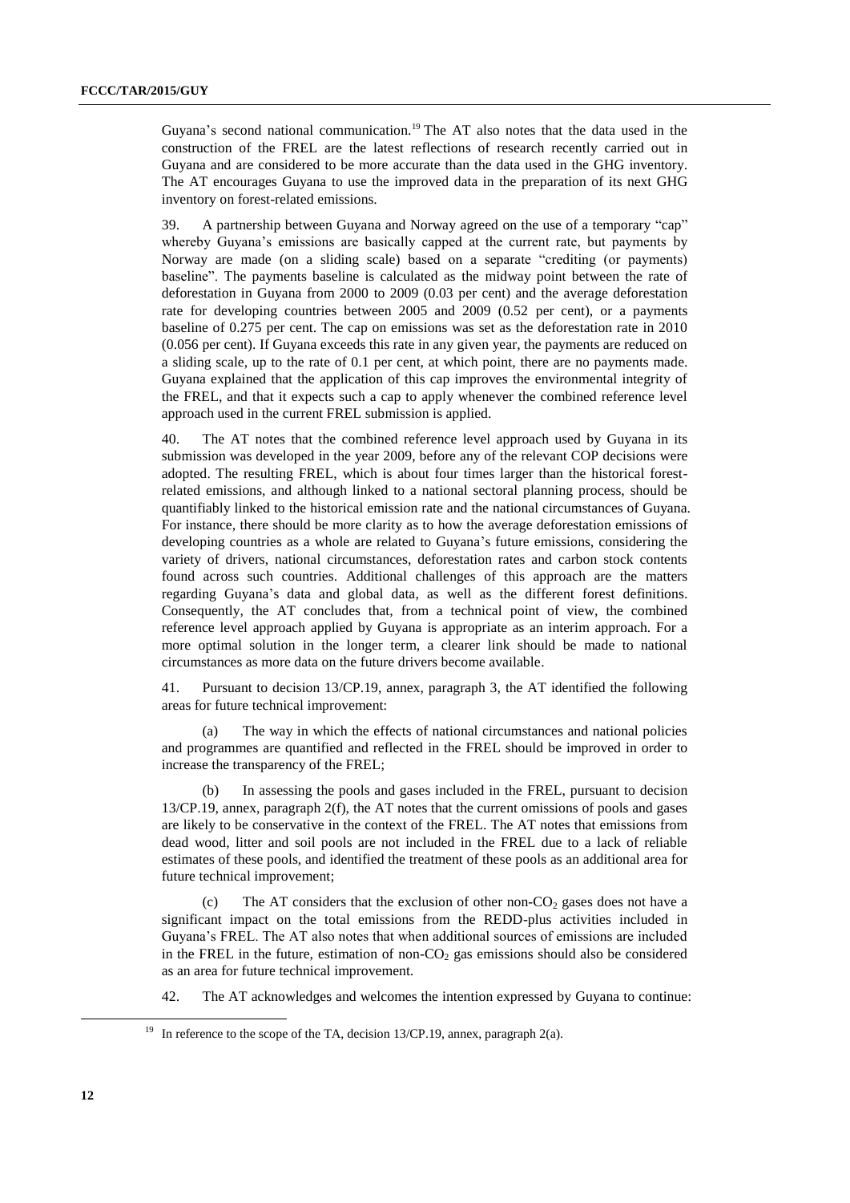Guyana's second national communication.[19] The AT also notes that the data used in the construction of the FREL are the latest reflections of research recently carried out in Guyana and are considered to be more accurate than the data used in the GHG inventory. The AT encourages Guyana to use the improved data in the preparation of its next GHG inventory on forest-related emissions.

39. A partnership between Guyana and Norway agreed on the use of a temporary "cap" whereby Guyana's emissions are basically capped at the current rate, but payments by Norway are made (on a sliding scale) based on a separate "crediting (or payments) baseline". The payments baseline is calculated as the midway point between the rate of deforestation in Guyana from 2000 to 2009 (0.03 per cent) and the average deforestation rate for developing countries between 2005 and 2009 (0.52 per cent), or a payments baseline of 0.275 per cent. The cap on emissions was set as the deforestation rate in 2010 (0.056 per cent). If Guyana exceeds this rate in any given year, the payments are reduced on a sliding scale, up to the rate of 0.1 per cent, at which point, there are no payments made. Guyana explained that the application of this cap improves the environmental integrity of the FREL, and that it expects such a cap to apply whenever the combined reference level approach used in the current FREL submission is applied.

40. The AT notes that the combined reference level approach used by Guyana in its submission was developed in the year 2009, before any of the relevant COP decisions were adopted. The resulting FREL, which is about four times larger than the historical forest-related emissions, and although linked to a national sectoral planning process, should be quantifiably linked to the historical emission rate and the national circumstances of Guyana. For instance, there should be more clarity as to how the average deforestation emissions of developing countries as a whole are related to Guyana's future emissions, considering the variety of drivers, national circumstances, deforestation rates and carbon stock contents found across such countries. Additional challenges of this approach are the matters regarding Guyana's data and global data, as well as the different forest definitions. Consequently, the AT concludes that, from a technical point of view, the combined reference level approach applied by Guyana is appropriate as an interim approach. For a more optimal solution in the longer term, a clearer link should be made to national circumstances as more data on the future drivers become available.

41. Pursuant to decision 13/CP.19, annex, paragraph 3, the AT identified the following areas for future technical improvement:

(a) The way in which the effects of national circumstances and national policies and programmes are quantified and reflected in the FREL should be improved in order to increase the transparency of the FREL;

(b) In assessing the pools and gases included in the FREL, pursuant to decision 13/CP.19, annex, paragraph 2(f), the AT notes that the current omissions of pools and gases are likely to be conservative in the context of the FREL. The AT notes that emissions from dead wood, litter and soil pools are not included in the FREL due to a lack of reliable estimates of these pools, and identified the treatment of these pools as an additional area for future technical improvement;

(c) The AT considers that the exclusion of other non-$CO_2$ gases does not have a significant impact on the total emissions from the REDD-plus activities included in Guyana's FREL. The AT also notes that when additional sources of emissions are included in the FREL in the future, estimation of non-$CO_2$ gas emissions should also be considered as an area for future technical improvement.

42. The AT acknowledges and welcomes the intention expressed by Guyana to continue:

[19] In reference to the scope of the TA, decision 13/CP.19, annex, paragraph 2(a).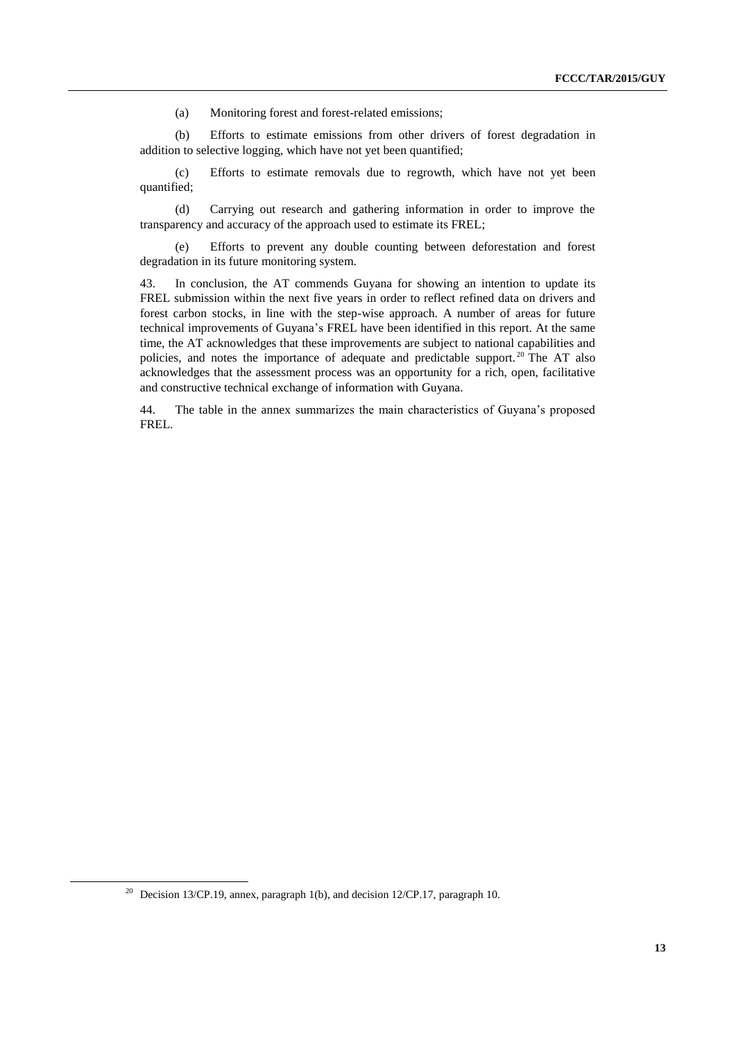(a) Monitoring forest and forest-related emissions;

(b) Efforts to estimate emissions from other drivers of forest degradation in addition to selective logging, which have not yet been quantified;

(c) Efforts to estimate removals due to regrowth, which have not yet been quantified;

(d) Carrying out research and gathering information in order to improve the transparency and accuracy of the approach used to estimate its FREL;

(e) Efforts to prevent any double counting between deforestation and forest degradation in its future monitoring system.

43. In conclusion, the AT commends Guyana for showing an intention to update its FREL submission within the next five years in order to reflect refined data on drivers and forest carbon stocks, in line with the step-wise approach. A number of areas for future technical improvements of Guyana's FREL have been identified in this report. At the same time, the AT acknowledges that these improvements are subject to national capabilities and policies, and notes the importance of adequate and predictable support.[20] The AT also acknowledges that the assessment process was an opportunity for a rich, open, facilitative and constructive technical exchange of information with Guyana.

44. The table in the annex summarizes the main characteristics of Guyana's proposed FREL.

[20] Decision 13/CP.19, annex, paragraph 1(b), and decision 12/CP.17, paragraph 10.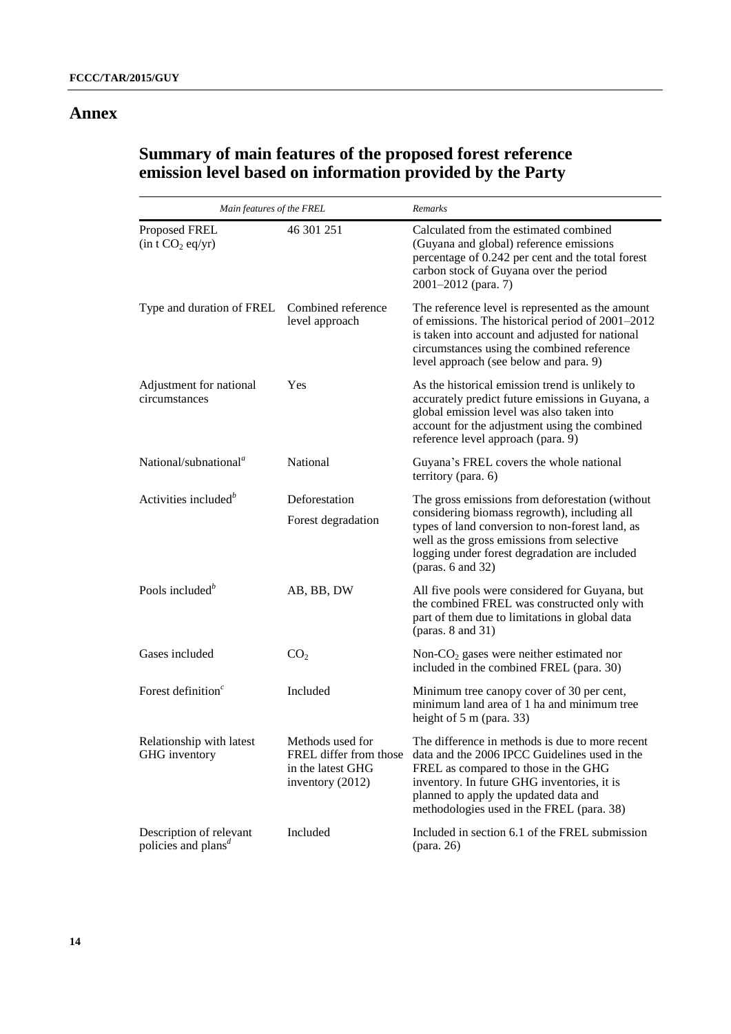# Annex

## Summary of main features of the proposed forest reference emission level based on information provided by the Party

| *Main features of the FREL* | | *Remarks* |
|---|---|---|
| Proposed FREL (in t $CO_2$ eq/yr) | 46 301 251 | Calculated from the estimated combined (Guyana and global) reference emissions percentage of 0.242 per cent and the total forest carbon stock of Guyana over the period 2001–2012 (para. 7) |
| Type and duration of FREL | Combined reference level approach | The reference level is represented as the amount of emissions. The historical period of 2001–2012 is taken into account and adjusted for national circumstances using the combined reference level approach (see below and para. 9) |
| Adjustment for national circumstances | Yes | As the historical emission trend is unlikely to accurately predict future emissions in Guyana, a global emission level was also taken into account for the adjustment using the combined reference level approach (para. 9) |
| National/subnational[a] | National | Guyana's FREL covers the whole national territory (para. 6) |
| Activities included[b] | Deforestation<br>Forest degradation | The gross emissions from deforestation (without considering biomass regrowth), including all types of land conversion to non-forest land, as well as the gross emissions from selective logging under forest degradation are included (paras. 6 and 32) |
| Pools included[b] | AB, BB, DW | All five pools were considered for Guyana, but the combined FREL was constructed only with part of them due to limitations in global data (paras. 8 and 31) |
| Gases included | $CO_2$ | Non-$CO_2$ gases were neither estimated nor included in the combined FREL (para. 30) |
| Forest definition[c] | Included | Minimum tree canopy cover of 30 per cent, minimum land area of 1 ha and minimum tree height of 5 m (para. 33) |
| Relationship with latest GHG inventory | Methods used for FREL differ from those in the latest GHG inventory (2012) | The difference in methods is due to more recent data and the 2006 IPCC Guidelines used in the FREL as compared to those in the GHG inventory. In future GHG inventories, it is planned to apply the updated data and methodologies used in the FREL (para. 38) |
| Description of relevant policies and plans[d] | Included | Included in section 6.1 of the FREL submission (para. 26) |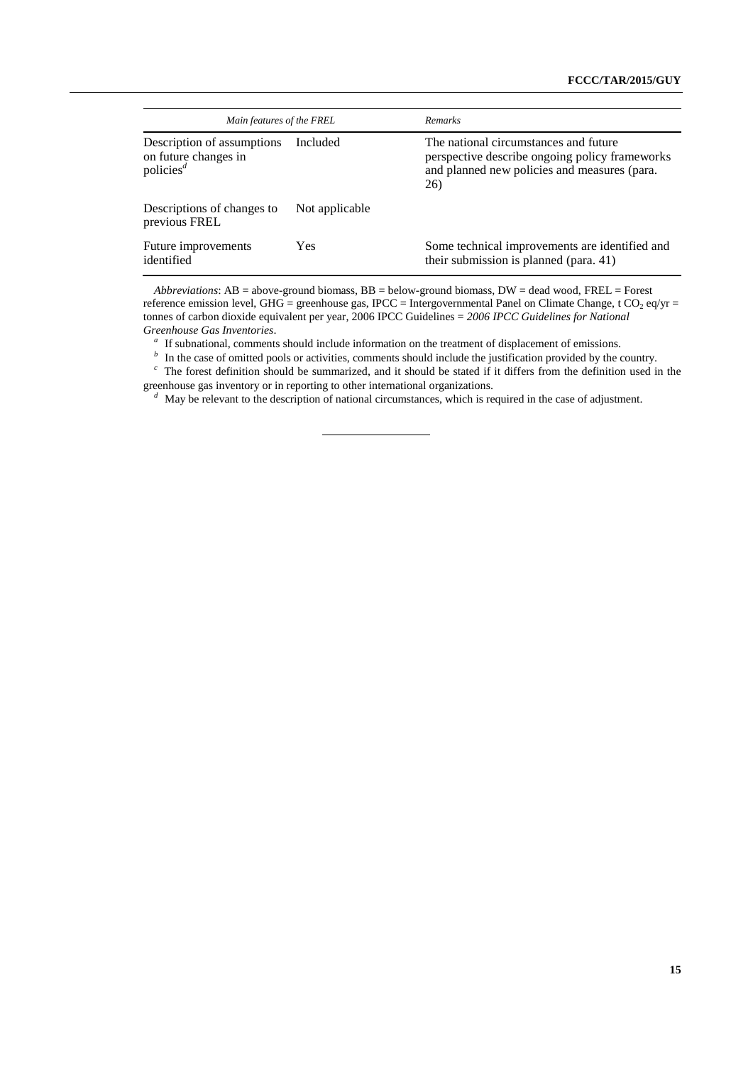| *Main features of the FREL* | | *Remarks* |
|---|---|---|
| Description of assumptions on future changes in policies[d] | Included | The national circumstances and future perspective describe ongoing policy frameworks and planned new policies and measures (para. 26) |
| Descriptions of changes to previous FREL | Not applicable | |
| Future improvements identified | Yes | Some technical improvements are identified and their submission is planned (para. 41) |

*Abbreviations*: AB = above-ground biomass, BB = below-ground biomass, DW = dead wood, FREL = Forest reference emission level, GHG = greenhouse gas, IPCC = Intergovernmental Panel on Climate Change, t $CO_2$ eq/yr = tonnes of carbon dioxide equivalent per year, 2006 IPCC Guidelines = *2006 IPCC Guidelines for National Greenhouse Gas Inventories*.

[a] If subnational, comments should include information on the treatment of displacement of emissions.

[b] In the case of omitted pools or activities, comments should include the justification provided by the country.

[c] The forest definition should be summarized, and it should be stated if it differs from the definition used in the greenhouse gas inventory or in reporting to other international organizations.

[d] May be relevant to the description of national circumstances, which is required in the case of adjustment.